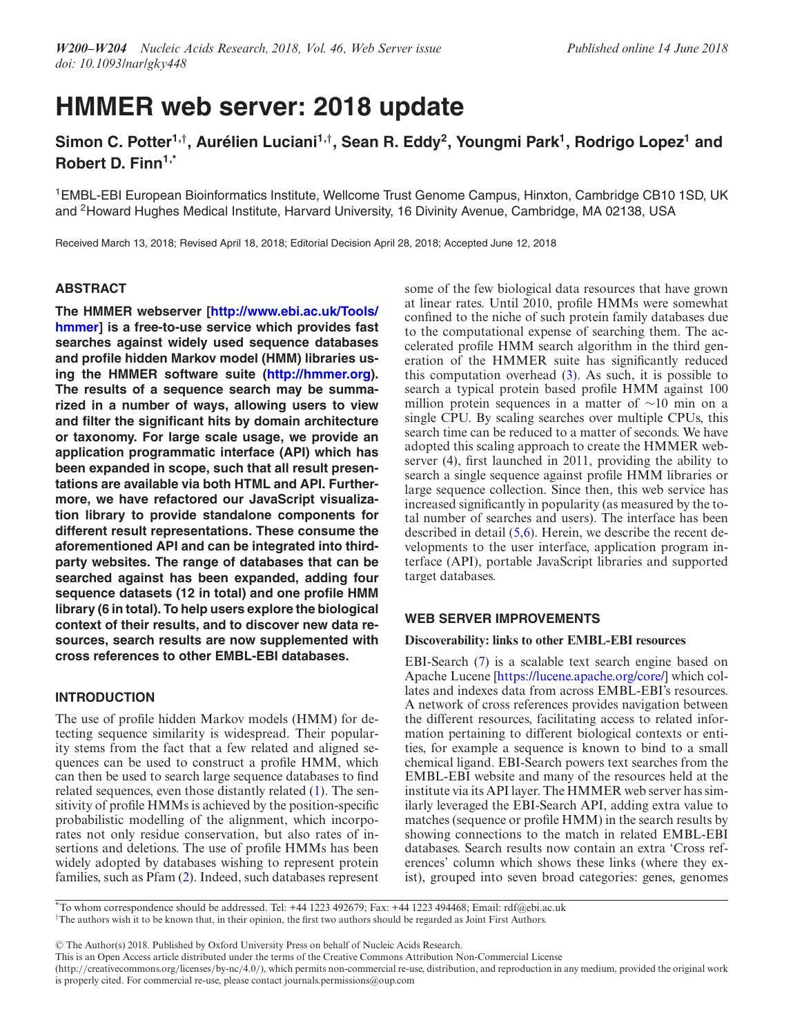# HMMER web server: 2018 update

**Simon C. Potter[1,†], Aurélien Luciani[1,†], Sean R. Eddy[2], Youngmi Park[1], Rodrigo Lopez[1] and Robert D. Finn[1,*]**

[1]EMBL-EBI European Bioinformatics Institute, Wellcome Trust Genome Campus, Hinxton, Cambridge CB10 1SD, UK and [2]Howard Hughes Medical Institute, Harvard University, 16 Divinity Avenue, Cambridge, MA 02138, USA

Received March 13, 2018; Revised April 18, 2018; Editorial Decision April 28, 2018; Accepted June 12, 2018

## ABSTRACT

**The HMMER webserver [http://www.ebi.ac.uk/Tools/hmmer] is a free-to-use service which provides fast searches against widely used sequence databases and profile hidden Markov model (HMM) libraries using the HMMER software suite (http://hmmer.org). The results of a sequence search may be summarized in a number of ways, allowing users to view and filter the significant hits by domain architecture or taxonomy. For large scale usage, we provide an application programmatic interface (API) which has been expanded in scope, such that all result presentations are available via both HTML and API. Furthermore, we have refactored our JavaScript visualization library to provide standalone components for different result representations. These consume the aforementioned API and can be integrated into third-party websites. The range of databases that can be searched against has been expanded, adding four sequence datasets (12 in total) and one profile HMM library (6 in total). To help users explore the biological context of their results, and to discover new data resources, search results are now supplemented with cross references to other EMBL-EBI databases.**

## INTRODUCTION

The use of profile hidden Markov models (HMM) for detecting sequence similarity is widespread. Their popularity stems from the fact that a few related and aligned sequences can be used to construct a profile HMM, which can then be used to search large sequence databases to find related sequences, even those distantly related (1). The sensitivity of profile HMMs is achieved by the position-specific probabilistic modelling of the alignment, which incorporates not only residue conservation, but also rates of insertions and deletions. The use of profile HMMs has been widely adopted by databases wishing to represent protein families, such as Pfam (2). Indeed, such databases represent some of the few biological data resources that have grown at linear rates. Until 2010, profile HMMs were somewhat confined to the niche of such protein family databases due to the computational expense of searching them. The accelerated profile HMM search algorithm in the third generation of the HMMER suite has significantly reduced this computation overhead (3). As such, it is possible to search a typical protein based profile HMM against 100 million protein sequences in a matter of ∼10 min on a single CPU. By scaling searches over multiple CPUs, this search time can be reduced to a matter of seconds. We have adopted this scaling approach to create the HMMER webserver (4), first launched in 2011, providing the ability to search a single sequence against profile HMM libraries or large sequence collection. Since then, this web service has increased significantly in popularity (as measured by the total number of searches and users). The interface has been described in detail (5,6). Herein, we describe the recent developments to the user interface, application program interface (API), portable JavaScript libraries and supported target databases.

## WEB SERVER IMPROVEMENTS

### Discoverability: links to other EMBL-EBI resources

EBI-Search (7) is a scalable text search engine based on Apache Lucene [https://lucene.apache.org/core/] which collates and indexes data from across EMBL-EBI's resources. A network of cross references provides navigation between the different resources, facilitating access to related information pertaining to different biological contexts or entities, for example a sequence is known to bind to a small chemical ligand. EBI-Search powers text searches from the EMBL-EBI website and many of the resources held at the institute via its API layer. The HMMER web server has similarly leveraged the EBI-Search API, adding extra value to matches (sequence or profile HMM) in the search results by showing connections to the match in related EMBL-EBI databases. Search results now contain an extra 'Cross references' column which shows these links (where they exist), grouped into seven broad categories: genes, genomes

---

*To whom correspondence should be addressed. Tel: +44 1223 492679; Fax: +44 1223 494468; Email: rdf@ebi.ac.uk
†The authors wish it to be known that, in their opinion, the first two authors should be regarded as Joint First Authors.

© The Author(s) 2018. Published by Oxford University Press on behalf of Nucleic Acids Research.
This is an Open Access article distributed under the terms of the Creative Commons Attribution Non-Commercial License (http://creativecommons.org/licenses/by-nc/4.0/), which permits non-commercial re-use, distribution, and reproduction in any medium, provided the original work is properly cited. For commercial re-use, please contact journals.permissions@oup.com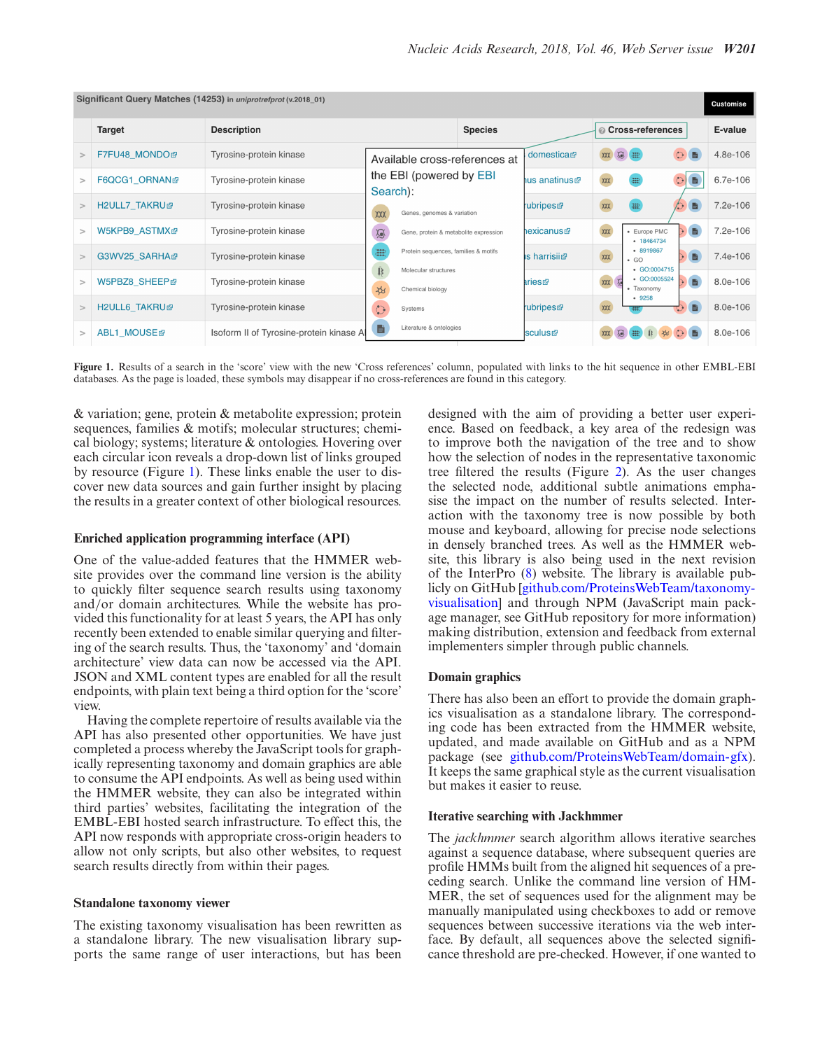**Figure 1.** Results of a search in the 'score' view with the new 'Cross references' column, populated with links to the hit sequence in other EMBL-EBI databases. As the page is loaded, these symbols may disappear if no cross-references are found in this category.

& variation; gene, protein & metabolite expression; protein sequences, families & motifs; molecular structures; chemical biology; systems; literature & ontologies. Hovering over each circular icon reveals a drop-down list of links grouped by resource (Figure 1). These links enable the user to discover new data sources and gain further insight by placing the results in a greater context of other biological resources.

### Enriched application programming interface (API)

One of the value-added features that the HMMER website provides over the command line version is the ability to quickly filter sequence search results using taxonomy and/or domain architectures. While the website has provided this functionality for at least 5 years, the API has only recently been extended to enable similar querying and filtering of the search results. Thus, the 'taxonomy' and 'domain architecture' view data can now be accessed via the API. JSON and XML content types are enabled for all the result endpoints, with plain text being a third option for the 'score' view.

Having the complete repertoire of results available via the API has also presented other opportunities. We have just completed a process whereby the JavaScript tools for graphically representing taxonomy and domain graphics are able to consume the API endpoints. As well as being used within the HMMER website, they can also be integrated within third parties' websites, facilitating the integration of the EMBL-EBI hosted search infrastructure. To effect this, the API now responds with appropriate cross-origin headers to allow not only scripts, but also other websites, to request search results directly from within their pages.

### Standalone taxonomy viewer

The existing taxonomy visualisation has been rewritten as a standalone library. The new visualisation library supports the same range of user interactions, but has been designed with the aim of providing a better user experience. Based on feedback, a key area of the redesign was to improve both the navigation of the tree and to show how the selection of nodes in the representative taxonomic tree filtered the results (Figure 2). As the user changes the selected node, additional subtle animations emphasise the impact on the number of results selected. Interaction with the taxonomy tree is now possible by both mouse and keyboard, allowing for precise node selections in densely branched trees. As well as the HMMER website, this library is also being used in the next revision of the InterPro (8) website. The library is available publicly on GitHub [github.com/ProteinsWebTeam/taxonomy-visualisation] and through NPM (JavaScript main package manager, see GitHub repository for more information) making distribution, extension and feedback from external implementers simpler through public channels.

### Domain graphics

There has also been an effort to provide the domain graphics visualisation as a standalone library. The corresponding code has been extracted from the HMMER website, updated, and made available on GitHub and as a NPM package (see github.com/ProteinsWebTeam/domain-gfx). It keeps the same graphical style as the current visualisation but makes it easier to reuse.

### Iterative searching with Jackhmmer

The *jackhmmer* search algorithm allows iterative searches against a sequence database, where subsequent queries are profile HMMs built from the aligned hit sequences of a preceding search. Unlike the command line version of HMMER, the set of sequences used for the alignment may be manually manipulated using checkboxes to add or remove sequences between successive iterations via the web interface. By default, all sequences above the selected significance threshold are pre-checked. However, if one wanted to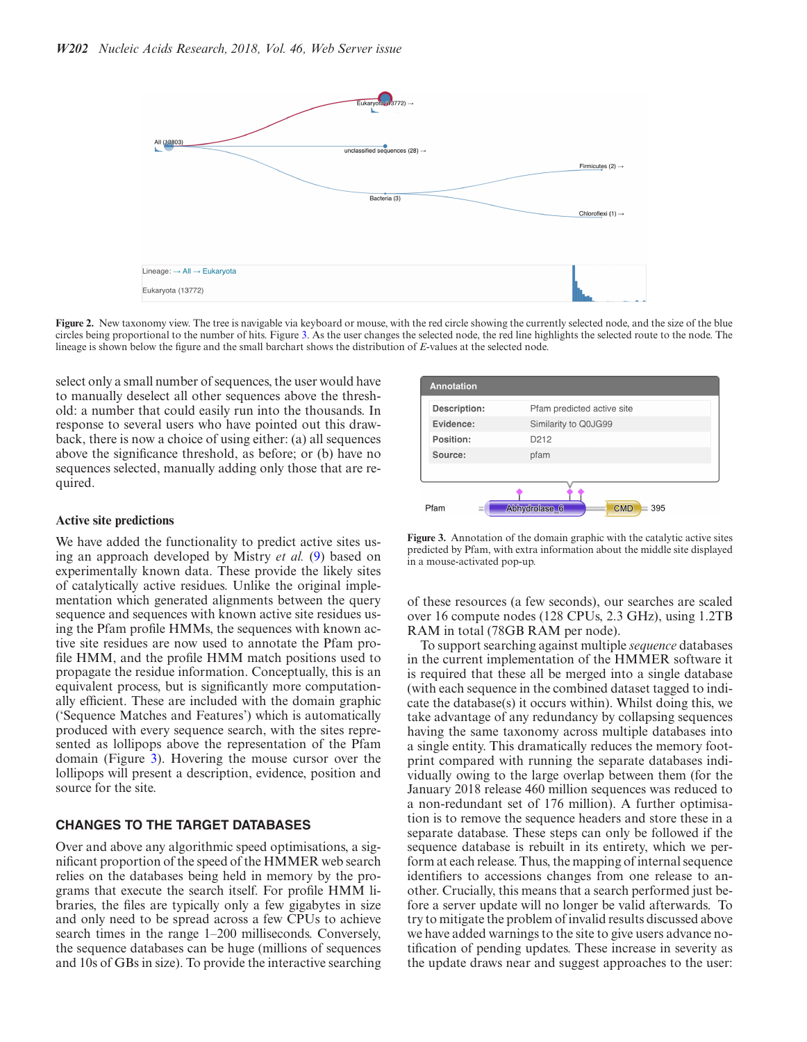All (13803)

Eukaryota (13772) →

unclassified sequences (28) →

Firmicutes (2) →

Bacteria (3)

Chloroflexi (1) →

Lineage: → All → Eukaryota

Eukaryota (13772)

**Figure 2.** New taxonomy view. The tree is navigable via keyboard or mouse, with the red circle showing the currently selected node, and the size of the blue circles being proportional to the number of hits. Figure 3. As the user changes the selected node, the red line highlights the selected route to the node. The lineage is shown below the figure and the small barchart shows the distribution of *E*-values at the selected node.

select only a small number of sequences, the user would have to manually deselect all other sequences above the threshold: a number that could easily run into the thousands. In response to several users who have pointed out this drawback, there is now a choice of using either: (a) all sequences above the significance threshold, as before; or (b) have no sequences selected, manually adding only those that are required.

### Active site predictions

We have added the functionality to predict active sites using an approach developed by Mistry *et al.* (9) based on experimentally known data. These provide the likely sites of catalytically active residues. Unlike the original implementation which generated alignments between the query sequence and sequences with known active site residues using the Pfam profile HMMs, the sequences with known active site residues are now used to annotate the Pfam profile HMM, and the profile HMM match positions used to propagate the residue information. Conceptually, this is an equivalent process, but is significantly more computationally efficient. These are included with the domain graphic ('Sequence Matches and Features') which is automatically produced with every sequence search, with the sites represented as lollipops above the representation of the Pfam domain (Figure 3). Hovering the mouse cursor over the lollipops will present a description, evidence, position and source for the site.

## CHANGES TO THE TARGET DATABASES

Over and above any algorithmic speed optimisations, a significant proportion of the speed of the HMMER web search relies on the databases being held in memory by the programs that execute the search itself. For profile HMM libraries, the files are typically only a few gigabytes in size and only need to be spread across a few CPUs to achieve search times in the range 1–200 milliseconds. Conversely, the sequence databases can be huge (millions of sequences and 10s of GBs in size). To provide the interactive searching

Annotation

| | |
|---|---|
| Description: | Pfam predicted active site |
| Evidence: | Similarity to Q0JG99 |
| Position: | D212 |
| Source: | pfam |

Pfam

Abhydrolase_6

CMD

395

**Figure 3.** Annotation of the domain graphic with the catalytic active sites predicted by Pfam, with extra information about the middle site displayed in a mouse-activated pop-up.

of these resources (a few seconds), our searches are scaled over 16 compute nodes (128 CPUs, 2.3 GHz), using 1.2TB RAM in total (78GB RAM per node).

To support searching against multiple *sequence* databases in the current implementation of the HMMER software it is required that these all be merged into a single database (with each sequence in the combined dataset tagged to indicate the database(s) it occurs within). Whilst doing this, we take advantage of any redundancy by collapsing sequences having the same taxonomy across multiple databases into a single entity. This dramatically reduces the memory footprint compared with running the separate databases individually owing to the large overlap between them (for the January 2018 release 460 million sequences was reduced to a non-redundant set of 176 million). A further optimisation is to remove the sequence headers and store these in a separate database. These steps can only be followed if the sequence database is rebuilt in its entirety, which we perform at each release. Thus, the mapping of internal sequence identifiers to accessions changes from one release to another. Crucially, this means that a search performed just before a server update will no longer be valid afterwards. To try to mitigate the problem of invalid results discussed above we have added warnings to the site to give users advance notification of pending updates. These increase in severity as the update draws near and suggest approaches to the user: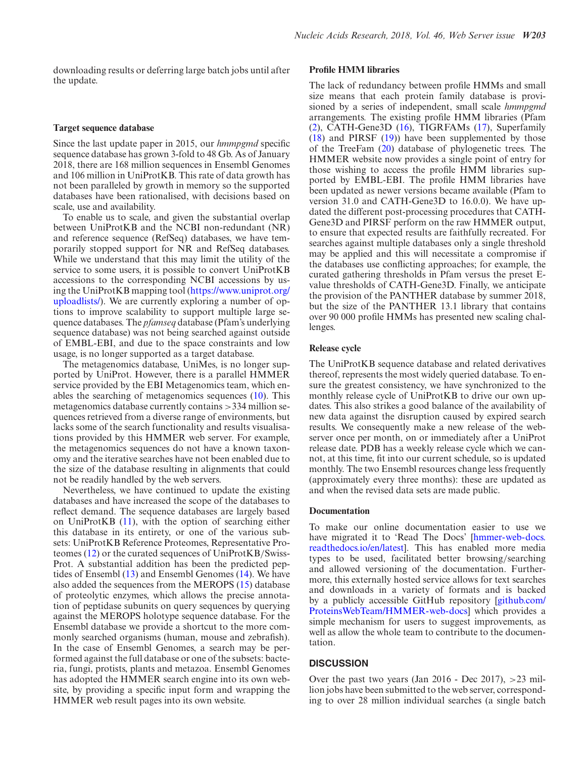downloading results or deferring large batch jobs until after the update.

### Target sequence database

Since the last update paper in 2015, our *hmmpgmd* specific sequence database has grown 3-fold to 48 Gb. As of January 2018, there are 168 million sequences in Ensembl Genomes and 106 million in UniProtKB. This rate of data growth has not been paralleled by growth in memory so the supported databases have been rationalised, with decisions based on scale, use and availability.

To enable us to scale, and given the substantial overlap between UniProtKB and the NCBI non-redundant (NR) and reference sequence (RefSeq) databases, we have temporarily stopped support for NR and RefSeq databases. While we understand that this may limit the utility of the service to some users, it is possible to convert UniProtKB accessions to the corresponding NCBI accessions by using the UniProtKB mapping tool (https://www.uniprot.org/uploadlists/). We are currently exploring a number of options to improve scalability to support multiple large sequence databases. The *pfamseq* database (Pfam's underlying sequence database) was not being searched against outside of EMBL-EBI, and due to the space constraints and low usage, is no longer supported as a target database.

The metagenomics database, UniMes, is no longer supported by UniProt. However, there is a parallel HMMER service provided by the EBI Metagenomics team, which enables the searching of metagenomics sequences (10). This metagenomics database currently contains >334 million sequences retrieved from a diverse range of environments, but lacks some of the search functionality and results visualisations provided by this HMMER web server. For example, the metagenomics sequences do not have a known taxonomy and the iterative searches have not been enabled due to the size of the database resulting in alignments that could not be readily handled by the web servers.

Nevertheless, we have continued to update the existing databases and have increased the scope of the databases to reflect demand. The sequence databases are largely based on UniProtKB (11), with the option of searching either this database in its entirety, or one of the various subsets: UniProtKB Reference Proteomes, Representative Proteomes (12) or the curated sequences of UniProtKB/Swiss-Prot. A substantial addition has been the predicted peptides of Ensembl (13) and Ensembl Genomes (14). We have also added the sequences from the MEROPS (15) database of proteolytic enzymes, which allows the precise annotation of peptidase subunits on query sequences by querying against the MEROPS holotype sequence database. For the Ensembl database we provide a shortcut to the more commonly searched organisms (human, mouse and zebrafish). In the case of Ensembl Genomes, a search may be performed against the full database or one of the subsets: bacteria, fungi, protists, plants and metazoa. Ensembl Genomes has adopted the HMMER search engine into its own website, by providing a specific input form and wrapping the HMMER web result pages into its own website.

### Profile HMM libraries

The lack of redundancy between profile HMMs and small size means that each protein family database is provisioned by a series of independent, small scale *hmmpgmd* arrangements. The existing profile HMM libraries (Pfam (2), CATH-Gene3D (16), TIGRFAMs (17), Superfamily (18) and PIRSF (19)) have been supplemented by those of the TreeFam (20) database of phylogenetic trees. The HMMER website now provides a single point of entry for those wishing to access the profile HMM libraries supported by EMBL-EBI. The profile HMM libraries have been updated as newer versions became available (Pfam to version 31.0 and CATH-Gene3D to 16.0.0). We have updated the different post-processing procedures that CATH-Gene3D and PIRSF perform on the raw HMMER output, to ensure that expected results are faithfully recreated. For searches against multiple databases only a single threshold may be applied and this will necessitate a compromise if the databases use conflicting approaches; for example, the curated gathering thresholds in Pfam versus the preset E-value thresholds of CATH-Gene3D. Finally, we anticipate the provision of the PANTHER database by summer 2018, but the size of the PANTHER 13.1 library that contains over 90 000 profile HMMs has presented new scaling challenges.

### Release cycle

The UniProtKB sequence database and related derivatives thereof, represents the most widely queried database. To ensure the greatest consistency, we have synchronized to the monthly release cycle of UniProtKB to drive our own updates. This also strikes a good balance of the availability of new data against the disruption caused by expired search results. We consequently make a new release of the webserver once per month, on or immediately after a UniProt release date. PDB has a weekly release cycle which we cannot, at this time, fit into our current schedule, so is updated monthly. The two Ensembl resources change less frequently (approximately every three months): these are updated as and when the revised data sets are made public.

### Documentation

To make our online documentation easier to use we have migrated it to 'Read The Docs' [hmmer-web-docs.readthedocs.io/en/latest]. This has enabled more media types to be used, facilitated better browsing/searching and allowed versioning of the documentation. Furthermore, this externally hosted service allows for text searches and downloads in a variety of formats and is backed by a publicly accessible GitHub repository [github.com/ProteinsWebTeam/HMMER-web-docs] which provides a simple mechanism for users to suggest improvements, as well as allow the whole team to contribute to the documentation.

## DISCUSSION

Over the past two years (Jan 2016 - Dec 2017), >23 million jobs have been submitted to the web server, corresponding to over 28 million individual searches (a single batch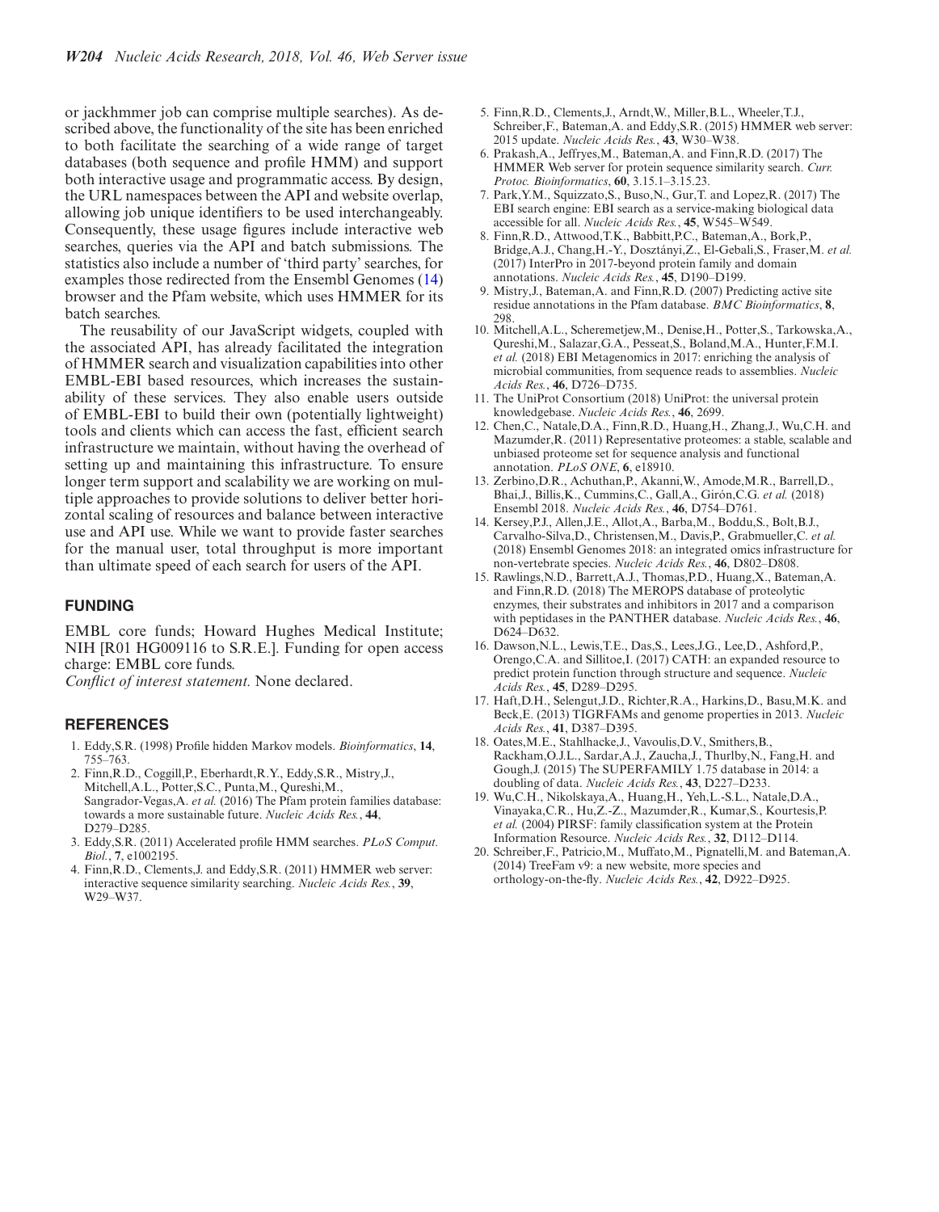or jackhmmer job can comprise multiple searches). As described above, the functionality of the site has been enriched to both facilitate the searching of a wide range of target databases (both sequence and profile HMM) and support both interactive usage and programmatic access. By design, the URL namespaces between the API and website overlap, allowing job unique identifiers to be used interchangeably. Consequently, these usage figures include interactive web searches, queries via the API and batch submissions. The statistics also include a number of 'third party' searches, for examples those redirected from the Ensembl Genomes (14) browser and the Pfam website, which uses HMMER for its batch searches.

The reusability of our JavaScript widgets, coupled with the associated API, has already facilitated the integration of HMMER search and visualization capabilities into other EMBL-EBI based resources, which increases the sustainability of these services. They also enable users outside of EMBL-EBI to build their own (potentially lightweight) tools and clients which can access the fast, efficient search infrastructure we maintain, without having the overhead of setting up and maintaining this infrastructure. To ensure longer term support and scalability we are working on multiple approaches to provide solutions to deliver better horizontal scaling of resources and balance between interactive use and API use. While we want to provide faster searches for the manual user, total throughput is more important than ultimate speed of each search for users of the API.

## FUNDING

EMBL core funds; Howard Hughes Medical Institute; NIH [R01 HG009116 to S.R.E.]. Funding for open access charge: EMBL core funds.

*Conflict of interest statement.* None declared.

## REFERENCES

1. Eddy,S.R. (1998) Profile hidden Markov models. *Bioinformatics*, **14**, 755–763.
2. Finn,R.D., Coggill,P., Eberhardt,R.Y., Eddy,S.R., Mistry,J., Mitchell,A.L., Potter,S.C., Punta,M., Qureshi,M., Sangrador-Vegas,A. *et al.* (2016) The Pfam protein families database: towards a more sustainable future. *Nucleic Acids Res.*, **44**, D279–D285.
3. Eddy,S.R. (2011) Accelerated profile HMM searches. *PLoS Comput. Biol.*, **7**, e1002195.
4. Finn,R.D., Clements,J. and Eddy,S.R. (2011) HMMER web server: interactive sequence similarity searching. *Nucleic Acids Res.*, **39**, W29–W37.
5. Finn,R.D., Clements,J., Arndt,W., Miller,B.L., Wheeler,T.J., Schreiber,F., Bateman,A. and Eddy,S.R. (2015) HMMER web server: 2015 update. *Nucleic Acids Res.*, **43**, W30–W38.
6. Prakash,A., Jeffryes,M., Bateman,A. and Finn,R.D. (2017) The HMMER Web server for protein sequence similarity search. *Curr. Protoc. Bioinformatics*, **60**, 3.15.1–3.15.23.
7. Park,Y.M., Squizzato,S., Buso,N., Gur,T. and Lopez,R. (2017) The EBI search engine: EBI search as a service-making biological data accessible for all. *Nucleic Acids Res.*, **45**, W545–W549.
8. Finn,R.D., Attwood,T.K., Babbitt,P.C., Bateman,A., Bork,P., Bridge,A.J., Chang,H.-Y., Dosztányi,Z., El-Gebali,S., Fraser,M. *et al.* (2017) InterPro in 2017-beyond protein family and domain annotations. *Nucleic Acids Res.*, **45**, D190–D199.
9. Mistry,J., Bateman,A. and Finn,R.D. (2007) Predicting active site residue annotations in the Pfam database. *BMC Bioinformatics*, **8**, 298.
10. Mitchell,A.L., Scheremetjew,M., Denise,H., Potter,S., Tarkowska,A., Qureshi,M., Salazar,G.A., Pesseat,S., Boland,M.A., Hunter,F.M.I. *et al.* (2018) EBI Metagenomics in 2017: enriching the analysis of microbial communities, from sequence reads to assemblies. *Nucleic Acids Res.*, **46**, D726–D735.
11. The UniProt Consortium (2018) UniProt: the universal protein knowledgebase. *Nucleic Acids Res.*, **46**, 2699.
12. Chen,C., Natale,D.A., Finn,R.D., Huang,H., Zhang,J., Wu,C.H. and Mazumder,R. (2011) Representative proteomes: a stable, scalable and unbiased proteome set for sequence analysis and functional annotation. *PLoS ONE*, **6**, e18910.
13. Zerbino,D.R., Achuthan,P., Akanni,W., Amode,M.R., Barrell,D., Bhai,J., Billis,K., Cummins,C., Gall,A., Girón,C.G. *et al.* (2018) Ensembl 2018. *Nucleic Acids Res.*, **46**, D754–D761.
14. Kersey,P.J., Allen,J.E., Allot,A., Barba,M., Boddu,S., Bolt,B.J., Carvalho-Silva,D., Christensen,M., Davis,P., Grabmueller,C. *et al.* (2018) Ensembl Genomes 2018: an integrated omics infrastructure for non-vertebrate species. *Nucleic Acids Res.*, **46**, D802–D808.
15. Rawlings,N.D., Barrett,A.J., Thomas,P.D., Huang,X., Bateman,A. and Finn,R.D. (2018) The MEROPS database of proteolytic enzymes, their substrates and inhibitors in 2017 and a comparison with peptidases in the PANTHER database. *Nucleic Acids Res.*, **46**, D624–D632.
16. Dawson,N.L., Lewis,T.E., Das,S., Lees,J.G., Lee,D., Ashford,P., Orengo,C.A. and Sillitoe,I. (2017) CATH: an expanded resource to predict protein function through structure and sequence. *Nucleic Acids Res.*, **45**, D289–D295.
17. Haft,D.H., Selengut,J.D., Richter,R.A., Harkins,D., Basu,M.K. and Beck,E. (2013) TIGRFAMs and genome properties in 2013. *Nucleic Acids Res.*, **41**, D387–D395.
18. Oates,M.E., Stahlhacke,J., Vavoulis,D.V., Smithers,B., Rackham,O.J.L., Sardar,A.J., Zaucha,J., Thurlby,N., Fang,H. and Gough,J. (2015) The SUPERFAMILY 1.75 database in 2014: a doubling of data. *Nucleic Acids Res.*, **43**, D227–D233.
19. Wu,C.H., Nikolskaya,A., Huang,H., Yeh,L.-S.L., Natale,D.A., Vinayaka,C.R., Hu,Z.-Z., Mazumder,R., Kumar,S., Kourtesis,P. *et al.* (2004) PIRSF: family classification system at the Protein Information Resource. *Nucleic Acids Res.*, **32**, D112–D114.
20. Schreiber,F., Patricio,M., Muffato,M., Pignatelli,M. and Bateman,A. (2014) TreeFam v9: a new website, more species and orthology-on-the-fly. *Nucleic Acids Res.*, **42**, D922–D925.